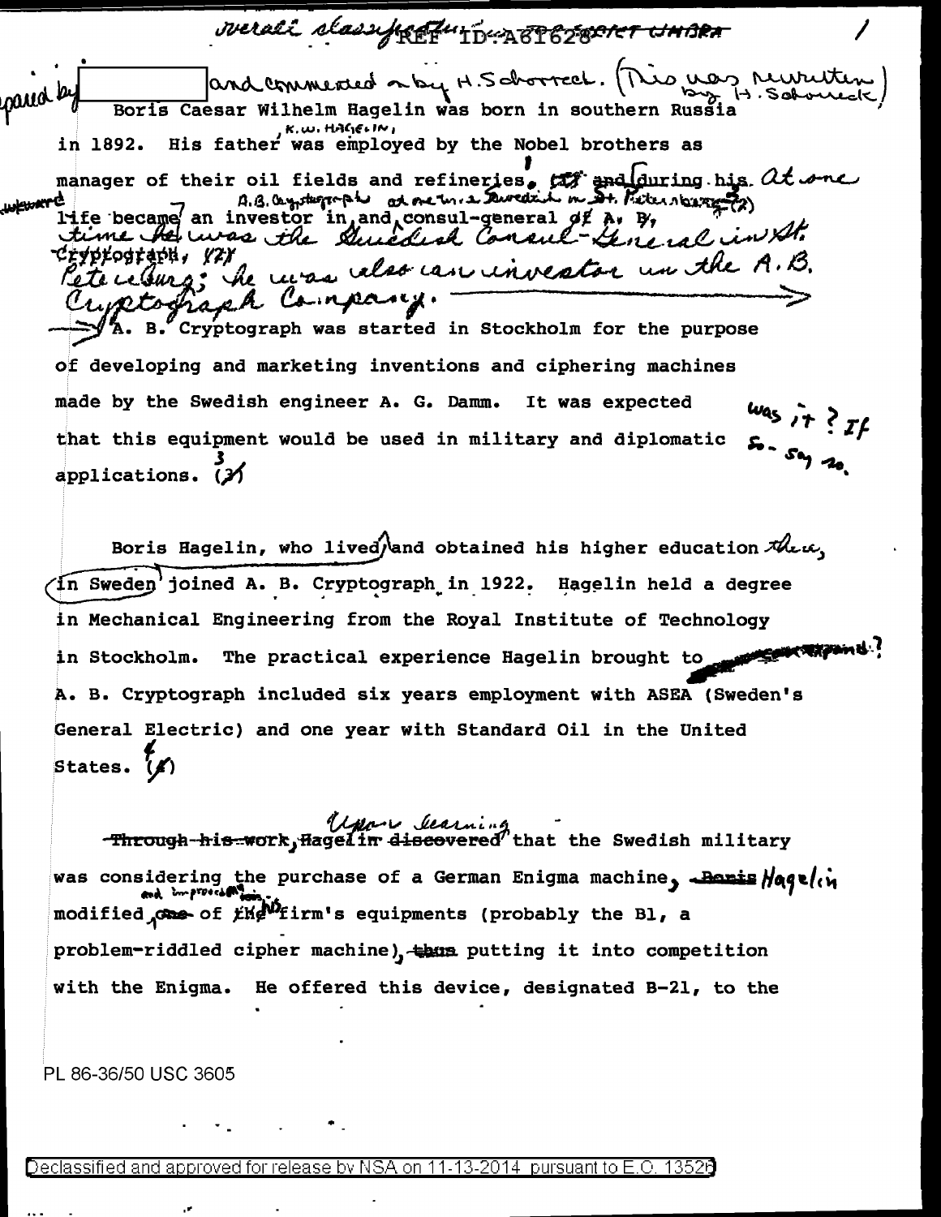overall classification TOP SECRET UMBRA

REF ID:A61628

prepared by [redacted] and commented on by H. Schorreck. (This was rewritten by H. Schorreck)

Boris Caesar Wilhelm Hagelin was born in southern Russia in 1892. His father, K.W. Hagelin, was employed by the Nobel brothers as manager of their oil fields and refineries. ~~(1)~~ ~~and during his life became an investor in, and consul-general of A. B. Cryptograph. (2)~~ At one time he was the Swedish Consul-General in St. Petersburg; he was also an investor in the A.B. Cryptograph Company.

A. B. Cryptograph was started in Stockholm for the purpose of developing and marketing inventions and ciphering machines made by the Swedish engineer A. G. Damm. It was expected that this equipment would be used in military and diplomatic applications. (3) *was it? If so - say so.*

Boris Hagelin, who lived and obtained his higher education there, in Sweden joined A. B. Cryptograph in 1922. Hagelin held a degree in Mechanical Engineering from the Royal Institute of Technology in Stockholm. The practical experience Hagelin brought to A. B. Cryptograph included six years employment with ASEA (Sweden's General Electric) and one year with Standard Oil in the United States. (4)

~~Through his work,~~ Upon learning Hagelin ~~discovered~~ that the Swedish military was considering the purchase of a German Enigma machine, ~~Boris~~ Hagelin modified and improved ~~one~~ of his firm's equipments (probably the B1, a problem-riddled cipher machine), ~~thus~~ putting it into competition with the Enigma. He offered this device, designated B-21, to the

PL 86-36/50 USC 3605

Declassified and approved for release by NSA on 11-13-2014 pursuant to E.O. 13526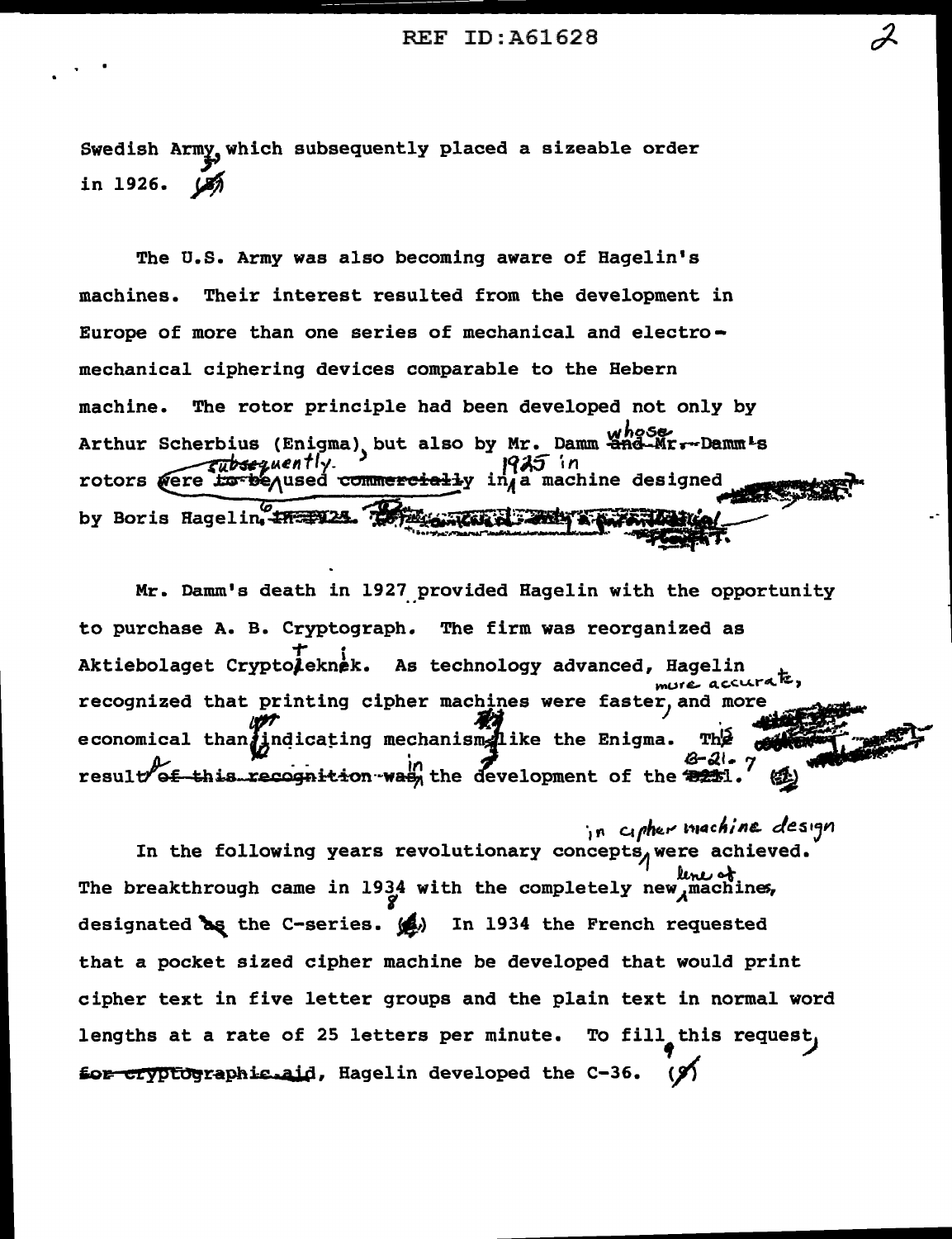Swedish Army, which subsequently placed a sizeable order in 1926. (5)

The U.S. Army was also becoming aware of Hagelin's machines. Their interest resulted from the development in Europe of more than one series of mechanical and electro-mechanical ciphering devices comparable to the Hebern machine. The rotor principle had been developed not only by Arthur Scherbius (Enigma), but also by Mr. Damm whose rotors were subsequently used 1925 in a machine designed by Boris Hagelin.

Mr. Damm's death in 1927 provided Hagelin with the opportunity to purchase A. B. Cryptograph. The firm was reorganized as Aktiebolaget Cryptoteknik. As technology advanced, Hagelin recognized that printing cipher machines were faster, more accurate, and more economical than indicating mechanisms like the Enigma. The result in the development of the B-21. (7)

In the following years revolutionary concepts in cipher machine design were achieved. The breakthrough came in 1938 with the completely new line of machines, designated the C-series. (8) In 1934 the French requested that a pocket sized cipher machine be developed that would print cipher text in five letter groups and the plain text in normal word lengths at a rate of 25 letters per minute. To fill this request, Hagelin developed the C-36. (9)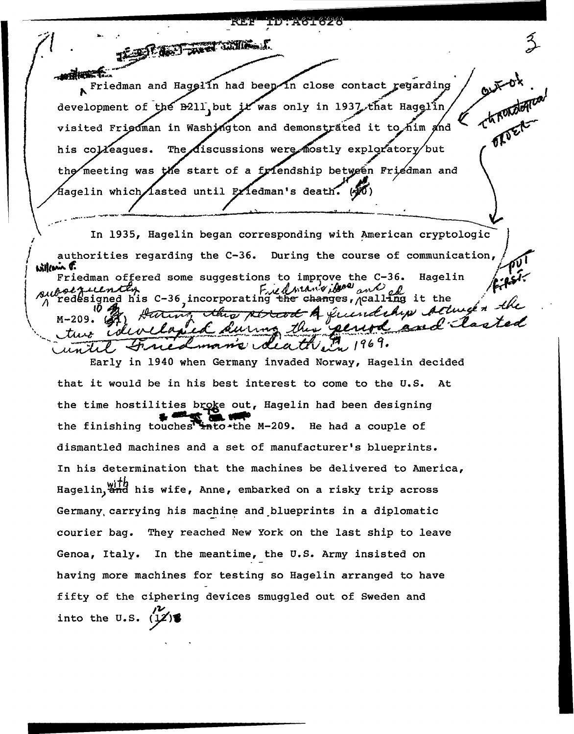Friedman and Hagelin had been in close contact regarding development of the B211, but it was only in 1937 that Hagelin visited Friedman in Washington and demonstrated it to him and his colleagues. The discussions were mostly exploratory but the meeting was the start of a friendship between Friedman and Hagelin which lasted until Friedman's death. (10)

In 1935, Hagelin began corresponding with American cryptologic authorities regarding the C-36. During the course of communication, William F. Friedman offered some suggestions to improve the C-36. Hagelin subsequently redesigned his C-36, incorporating Friedman's ideas and calling it the M-209. (10) A friendship between the two developed during this period and lasted until Friedman's death in 1969.

Early in 1940 when Germany invaded Norway, Hagelin decided that it would be in his best interest to come to the U.S. At the time hostilities broke out, Hagelin had been designing the finishing touches to the M-209. He had a couple of dismantled machines and a set of manufacturer's blueprints. In his determination that the machines be delivered to America, Hagelin, with his wife, Anne, embarked on a risky trip across Germany, carrying his machine and blueprints in a diplomatic courier bag. They reached New York on the last ship to leave Genoa, Italy. In the meantime, the U.S. Army insisted on having more machines for testing so Hagelin arranged to have fifty of the ciphering devices smuggled out of Sweden and into the U.S. (12)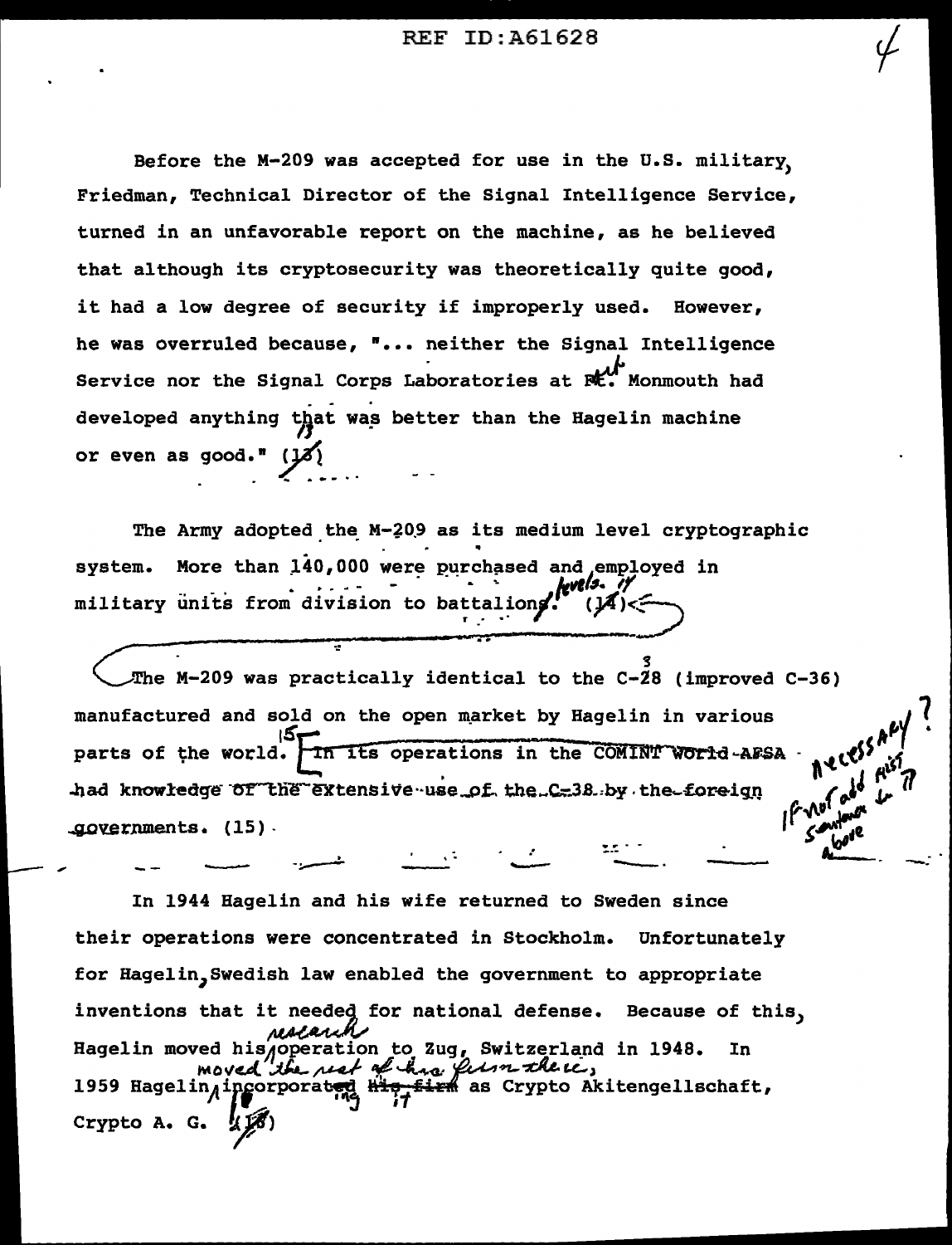Before the M-209 was accepted for use in the U.S. military, Friedman, Technical Director of the Signal Intelligence Service, turned in an unfavorable report on the machine, as he believed that although its cryptosecurity was theoretically quite good, it had a low degree of security if improperly used. However, he was overruled because, "... neither the Signal Intelligence Service nor the Signal Corps Laboratories at Ft. Monmouth had developed anything that was better than the Hagelin machine or even as good." (13)

The Army adopted the M-209 as its medium level cryptographic system. More than 140,000 were purchased and employed in military units from division to battalion levels. (14)

The M-209 was practically identical to the C-38 (improved C-36) manufactured and sold on the open market by Hagelin in various parts of the world. ~~In its operations in the COMINT World AFSA had knowledge of the extensive use of the C-38 by the foreign governments. (15)~~

In 1944 Hagelin and his wife returned to Sweden since their operations were concentrated in Stockholm. Unfortunately for Hagelin, Swedish law enabled the government to appropriate inventions that it needed for national defense. Because of this, Hagelin moved his research operation to Zug, Switzerland in 1948. In 1959 Hagelin moved the rest of his firm there, incorporating it as Crypto Akitengellschaft, Crypto A. G. (16)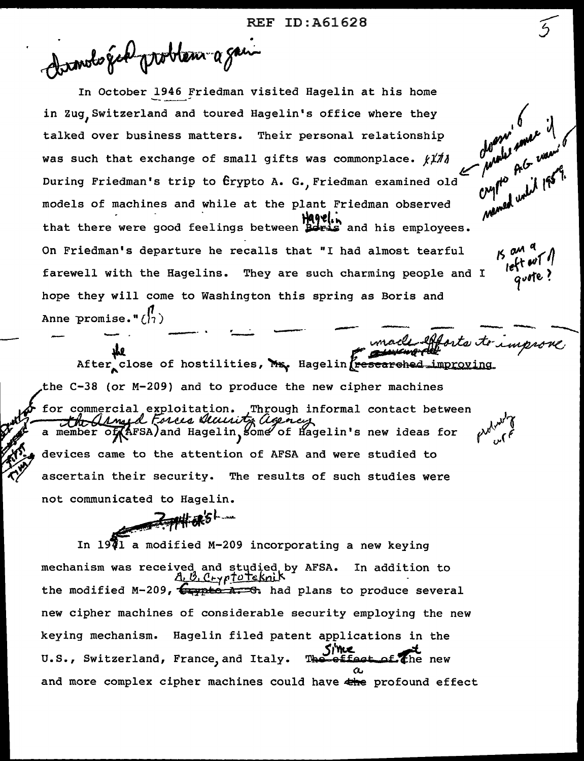Chronological problem again

In October 1946 Friedman visited Hagelin at his home in Zug, Switzerland and toured Hagelin's office where they talked over business matters. Their personal relationship was such that exchange of small gifts was commonplace. During Friedman's trip to Crypto A. G., Friedman examined old models of machines and while at the plant Friedman observed that there were good feelings between Hagelin and his employees. On Friedman's departure he recalls that "I had almost tearful farewell with the Hagelins. They are such charming people and I hope they will come to Washington this spring as Boris and Anne promise." (17)

doesn't make sense if Crypto AG wasn't named until 1959.

Is an a left out of quote?

After the close of hostilities, Hagelin made efforts to improve the C-38 (or M-209) and to produce the new cipher machines for commercial exploitation. Through informal contact between a member of the Armed Forces Security Agency (AFSA) and Hagelin, some of Hagelin's new ideas for devices came to the attention of AFSA and were studied to ascertain their security. The results of such studies were not communicated to Hagelin.

probably ucf

In 1951 a modified M-209 incorporating a new keying mechanism was received and studied by AFSA. In addition to the modified M-209, A. B. Cryptoteknik had plans to produce several new cipher machines of considerable security employing the new keying mechanism. Hagelin filed patent applications in the U.S., Switzerland, France, and Italy. Since the new and more complex cipher machines could have a profound effect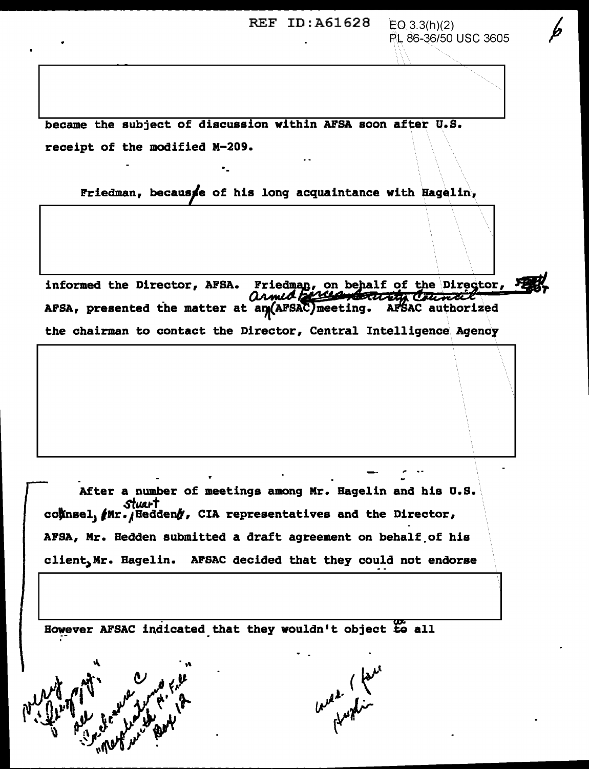became the subject of discussion within AFSA soon after U.S. receipt of the modified M-209.

Friedman, because of his long acquaintance with Hagelin,

informed the Director, AFSA. Friedman, on behalf of the Director, AFSA, presented the matter at an Armed Forces Security Council (AFSAC) meeting. AFSAC authorized the chairman to contact the Director, Central Intelligence Agency

After a number of meetings among Mr. Hagelin and his U.S. counsel, Mr. Stuart Hedden, CIA representatives and the Director, AFSA, Mr. Hedden submitted a draft agreement on behalf of his client, Mr. Hagelin. AFSAC decided that they could not endorse

However AFSAC indicated that they wouldn't object to all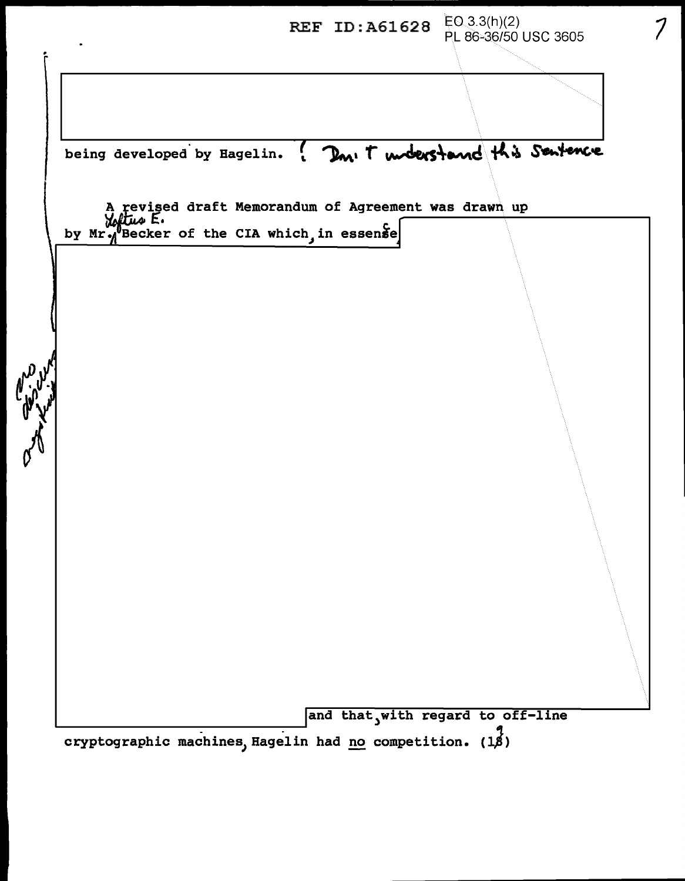being developed by Hagelin. { Don't understand this sentence

A revised draft Memorandum of Agreement was drawn up by Mr. Loftus E. Becker of the CIA which, in essence,

and that, with regard to off-line cryptographic machines, Hagelin had no competition. (19)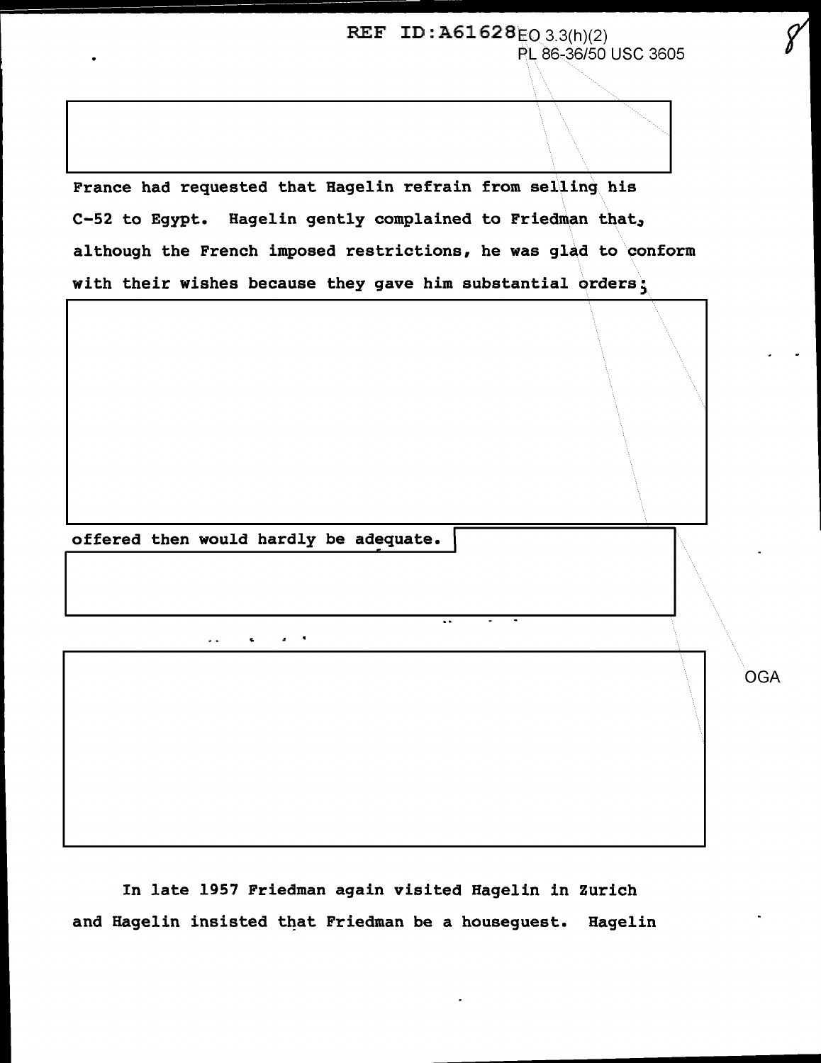France had requested that Hagelin refrain from selling his C-52 to Egypt. Hagelin gently complained to Friedman that, although the French imposed restrictions, he was glad to conform with their wishes because they gave him substantial orders;

offered then would hardly be adequate.

In late 1957 Friedman again visited Hagelin in Zurich and Hagelin insisted that Friedman be a houseguest. Hagelin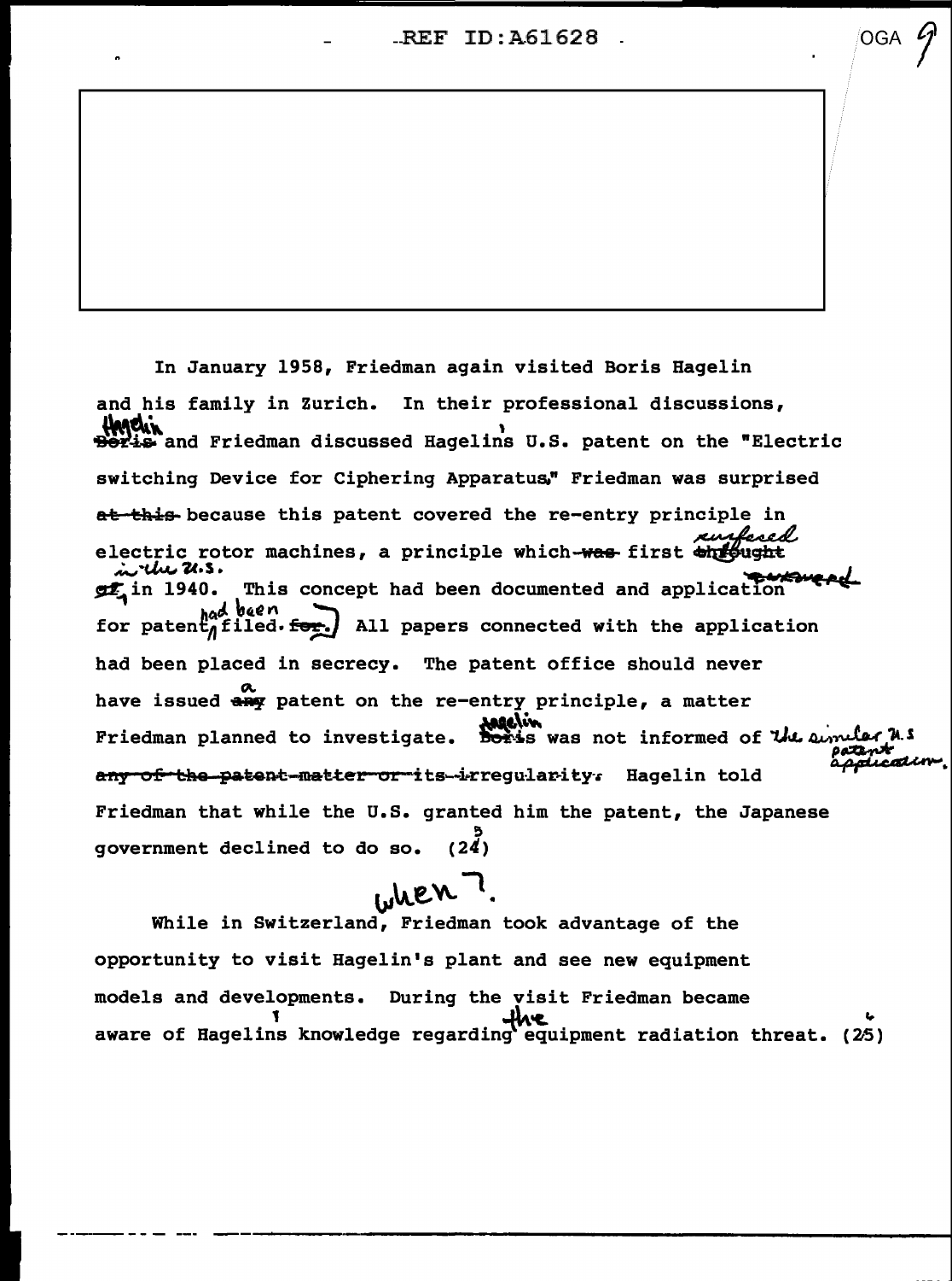In January 1958, Friedman again visited Boris Hagelin and his family in Zurich. In their professional discussions, Hagelin and Friedman discussed Hagelin's U.S. patent on the "Electric switching Device for Ciphering Apparatus." Friedman was surprised because this patent covered the re-entry principle in electric rotor machines, a principle which first surfaced in the U.S. in 1940. This concept had been documented and application for patent had been filed. All papers connected with the application had been placed in secrecy. The patent office should never have issued a patent on the re-entry principle, a matter Friedman planned to investigate. Hagelin was not informed of the similar U.S. patent application. Hagelin told Friedman that while the U.S. granted him the patent, the Japanese government declined to do so. (25)

When?

While in Switzerland, Friedman took advantage of the opportunity to visit Hagelin's plant and see new equipment models and developments. During the visit Friedman became aware of Hagelin's knowledge regarding the equipment radiation threat. (26)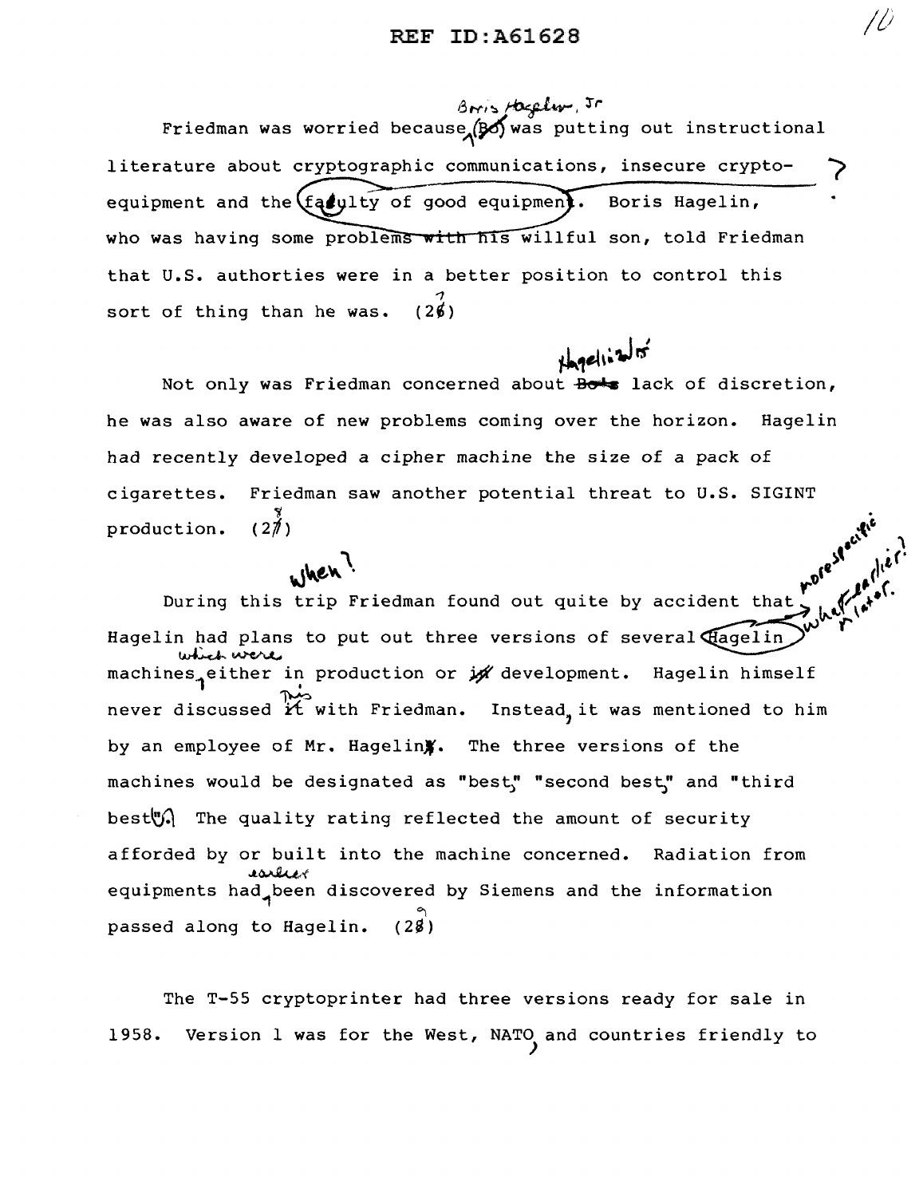Friedman was worried because (Bo) was putting out instructional literature about cryptographic communications, insecure crypto-equipment and the faulty of good equipment. Boris Hagelin, who was having some problems with his willful son, told Friedman that U.S. authorties were in a better position to control this sort of thing than he was. (26)

Not only was Friedman concerned about Bo's lack of discretion, he was also aware of new problems coming over the horizon. Hagelin had recently developed a cipher machine the size of a pack of cigarettes. Friedman saw another potential threat to U.S. SIGINT production. (27)

During this trip Friedman found out quite by accident that Hagelin had plans to put out three versions of several Hagelin machines either in production or in development. Hagelin himself never discussed it with Friedman. Instead it was mentioned to him by an employee of Mr. Hagelin's. The three versions of the machines would be designated as "best" "second best" and "third best". The quality rating reflected the amount of security afforded by or built into the machine concerned. Radiation from equipments had been discovered by Siemens and the information passed along to Hagelin. (28)

The T-55 cryptoprinter had three versions ready for sale in 1958. Version 1 was for the West, NATO and countries friendly to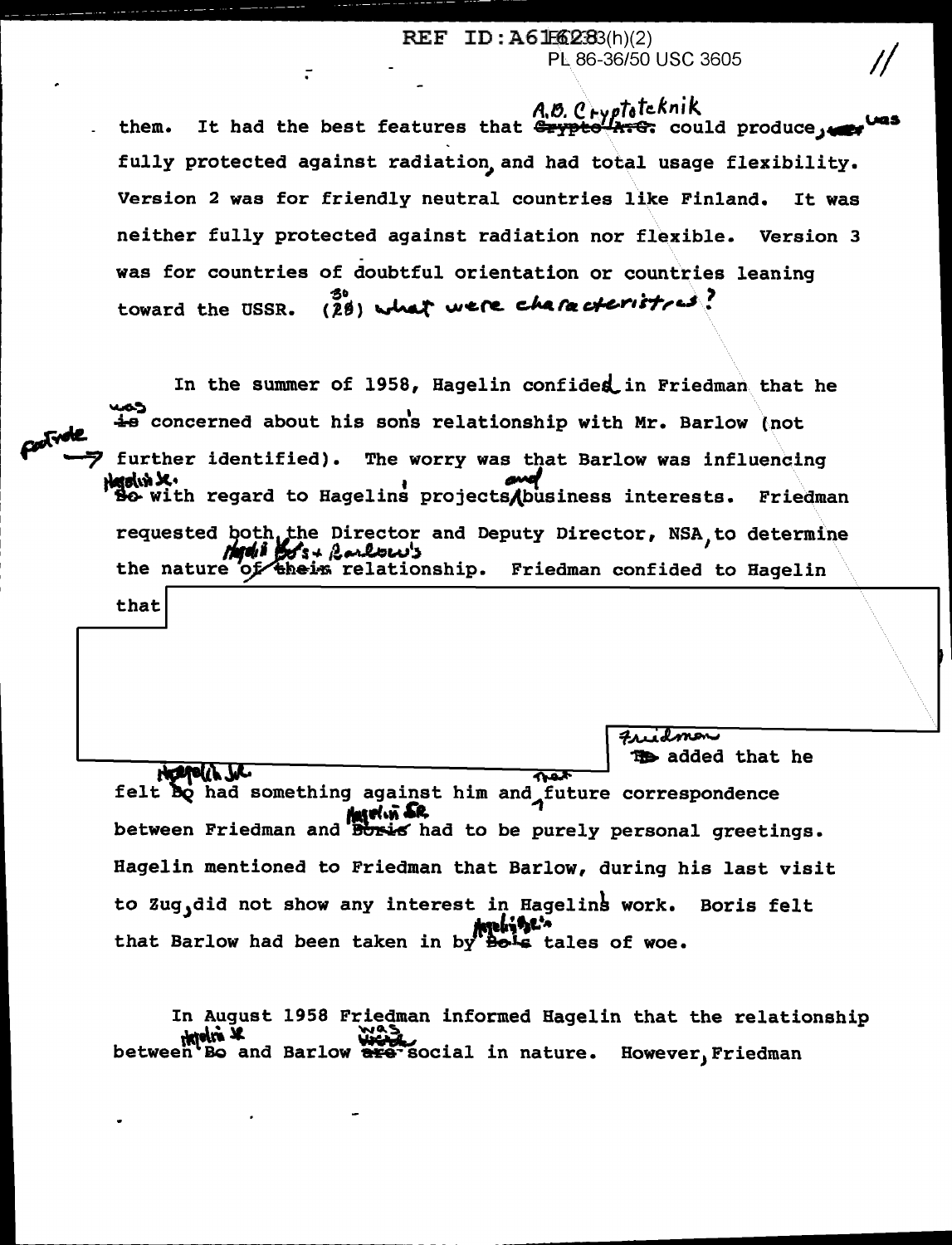them. It had the best features that A.B. Cryptoteknik could produce, was fully protected against radiation, and had total usage flexibility. Version 2 was for friendly neutral countries like Finland. It was neither fully protected against radiation nor flexible. Version 3 was for countries of doubtful orientation or countries leaning toward the USSR. (30) what were characteristics?

In the summer of 1958, Hagelin confided in Friedman that he was concerned about his son's relationship with Mr. Barlow (not further identified). The worry was that Barlow was influencing Hagelin Jr. with regard to Hagelins projects and business interests. Friedman requested both the Director and Deputy Director, NSA, to determine the nature of Hagelin Bo's + Barlow's relationship. Friedman confided to Hagelin that

Friedman added that he felt Hagelin Jr. had something against him and that future correspondence between Friedman and Hagelin SR. had to be purely personal greetings. Hagelin mentioned to Friedman that Barlow, during his last visit to Zug, did not show any interest in Hagelins work. Boris felt that Barlow had been taken in by Hagelin Jr.'s tales of woe.

In August 1958 Friedman informed Hagelin that the relationship between Hagelin Jr. and Barlow was social in nature. However, Friedman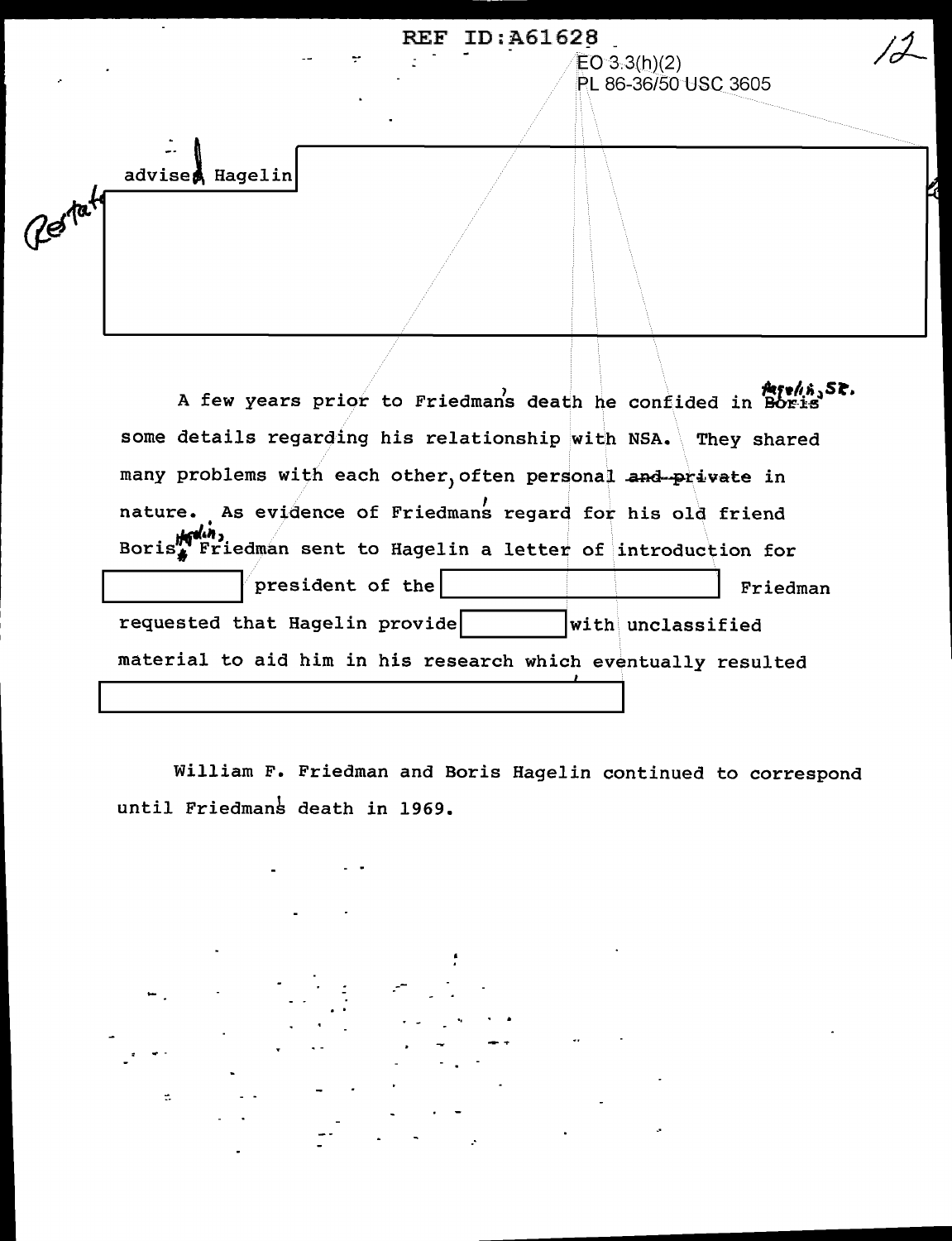REF ID:A61628

EO 3.3(h)(2)
PL 86-36/50 USC 3605

advised Hagelin [REDACTED]

A few years prior to Friedman's death he confided in Hagelin, Sr. some details regarding his relationship with NSA. They shared many problems with each other, often personal in nature. As evidence of Friedman's regard for his old friend Boris Hagelin, Friedman sent to Hagelin a letter of introduction for [REDACTED] president of the [REDACTED] Friedman requested that Hagelin provide [REDACTED] with unclassified material to aid him in his research which eventually resulted [REDACTED]

William F. Friedman and Boris Hagelin continued to correspond until Friedman's death in 1969.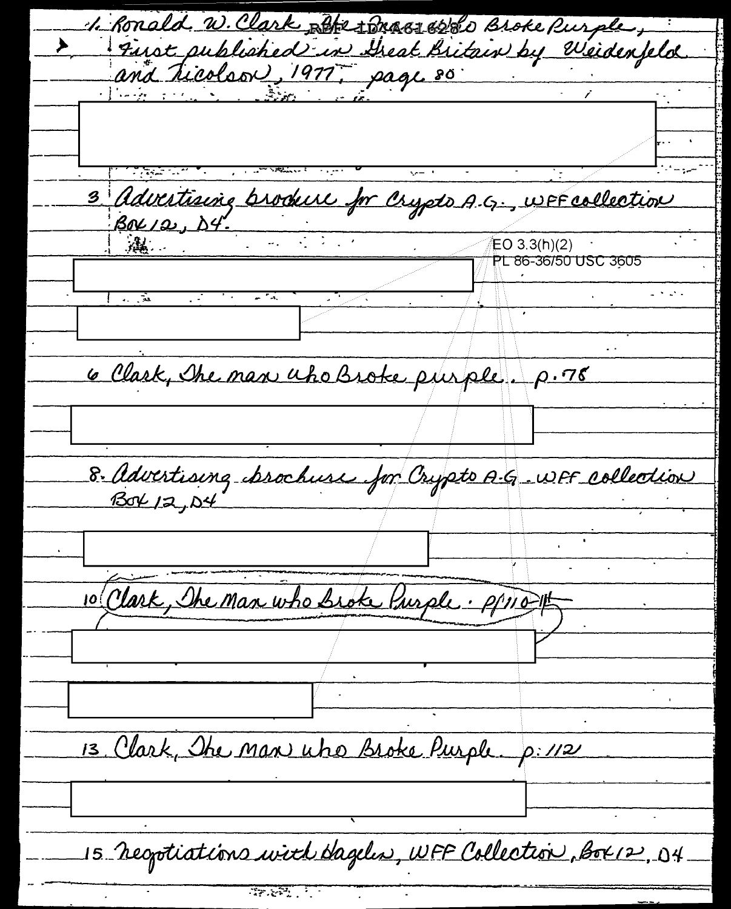1. Ronald W. Clark, The Man who Broke Purple, First published in Great Britain by Weidenfeld and Nicolson, 1977, page 80

REF ID:A61628

3 Advertising brochure for Crypto A.G., WFF collection Box 12, D4.

EO 3.3(h)(2)
PL 86-36/50 USC 3605

6 Clark, The man who Broke purple. p.78

8. Advertising brochure for Crypto A.G. WFF collection Box 12, D4

10 Clark, The Man who Broke Purple. pp110-11

13 Clark, The Man who Broke Purple p. 112

15 Negotiations with Hagelin, WFF Collection, Box 12, D4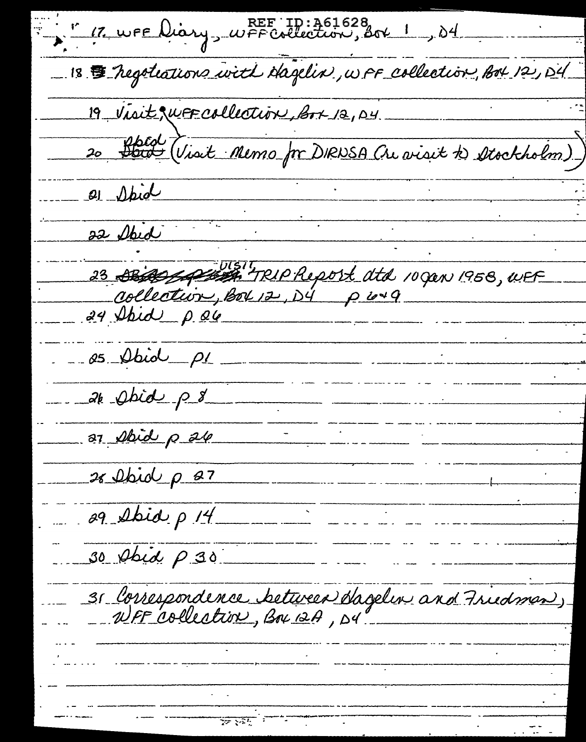17 WFF Diary, WFF Collection, Box 1, D4

18 Negotiations with Hagelin, WFF collection, Box 12, D4

19 Visit, WFF collection, Box 12, D4.

20 ~~Ibid~~ Ibid (Visit Memo for DIRNSA on visit to Stockholm)

21 Ibid

22 Ibid

23 ~~Ibid~~ VISIT TRIP Report dtd 10 Jan 1958, WFF collection, Box 12, D4 p 6-9

24 Ibid p 26

25 Ibid p1

26 Ibid p 8

27 Ibid p 26

28 Ibid p 27

29 Ibid p 14

30 Ibid p 30

31 Correspondence between Hagelin and Friedman, WFF collection, Box 12A, D4